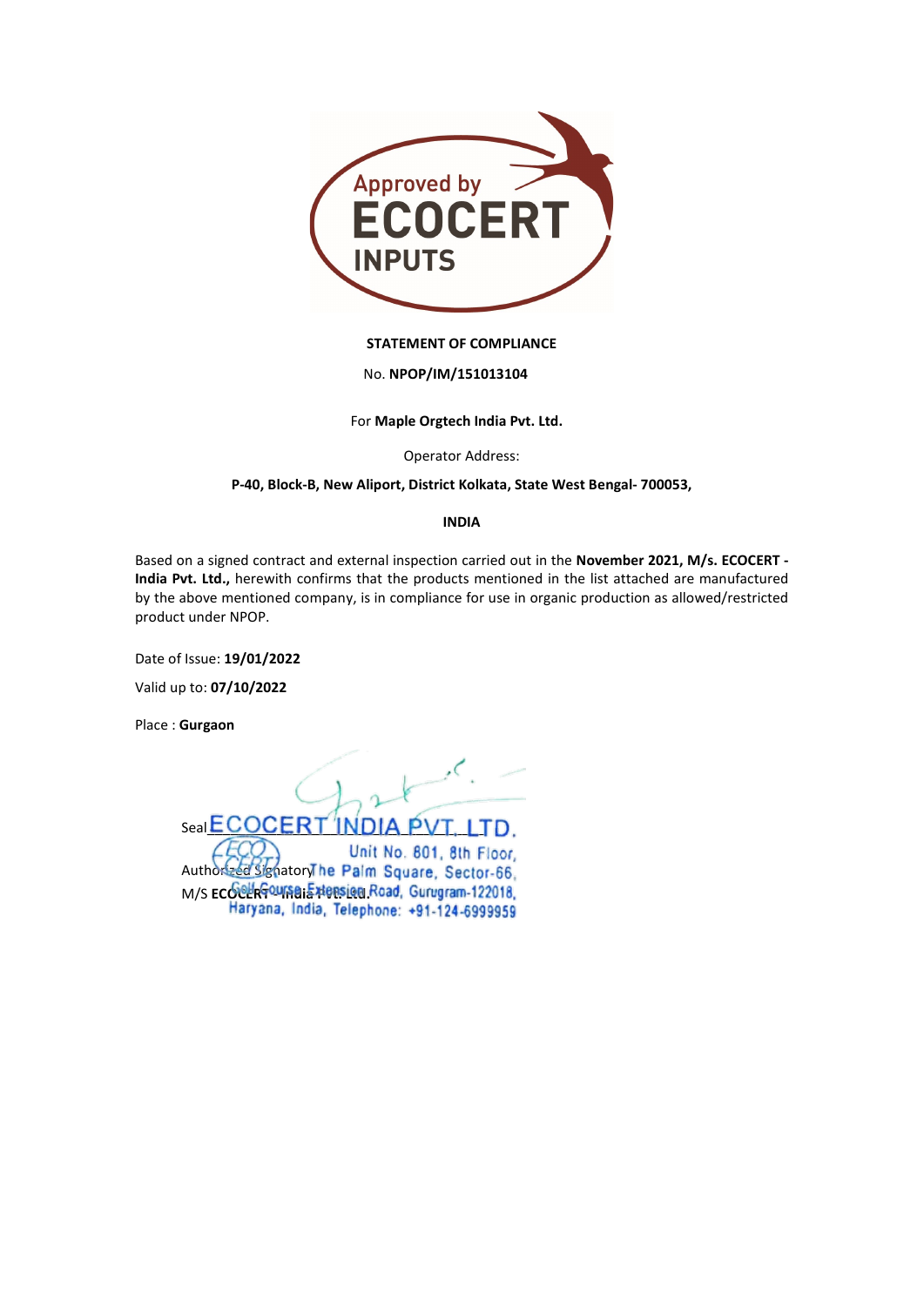Approved by
ECOCERT
INPUTS

**STATEMENT OF COMPLIANCE**

No. **NPOP/IM/151013104**

For **Maple Orgtech India Pvt. Ltd.**

Operator Address:

**P-40, Block-B, New Aliport, District Kolkata, State West Bengal- 700053,**

**INDIA**

Based on a signed contract and external inspection carried out in the **November 2021, M/s. ECOCERT - India Pvt. Ltd.,** herewith confirms that the products mentioned in the list attached are manufactured by the above mentioned company, is in compliance for use in organic production as allowed/restricted product under NPOP.

Date of Issue: **19/01/2022**

Valid up to: **07/10/2022**

Place : **Gurgaon**

Seal ECOCERT INDIA PVT. LTD.
Unit No. 801, 8th Floor,
Authorized Signatory The Palm Square, Sector-66,
M/S **ECOCERT India Pvt. Ltd.** Golf Course Extension Road, Gurugram-122018,
Haryana, India, Telephone: +91-124-6999959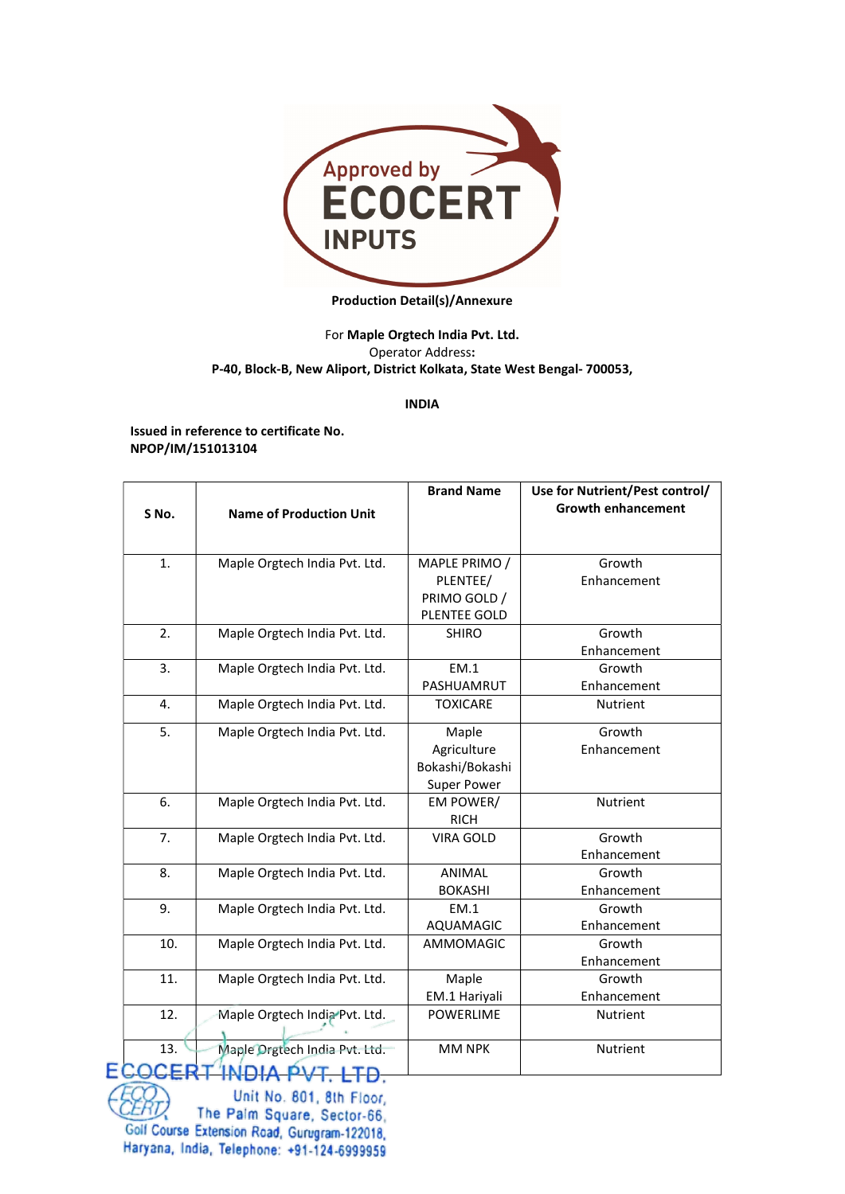Approved by ECOCERT INPUTS

**Production Detail(s)/Annexure**

For **Maple Orgtech India Pvt. Ltd.**
Operator Address**:**
**P-40, Block-B, New Aliport, District Kolkata, State West Bengal- 700053,**

**INDIA**

**Issued in reference to certificate No. NPOP/IM/151013104**

| S No. | Name of Production Unit | Brand Name | Use for Nutrient/Pest control/ Growth enhancement |
|---|---|---|---|
| 1. | Maple Orgtech India Pvt. Ltd. | MAPLE PRIMO / PLENTEE/ PRIMO GOLD / PLENTEE GOLD | Growth Enhancement |
| 2. | Maple Orgtech India Pvt. Ltd. | SHIRO | Growth Enhancement |
| 3. | Maple Orgtech India Pvt. Ltd. | EM.1 PASHUAMRUT | Growth Enhancement |
| 4. | Maple Orgtech India Pvt. Ltd. | TOXICARE | Nutrient |
| 5. | Maple Orgtech India Pvt. Ltd. | Maple Agriculture Bokashi/Bokashi Super Power | Growth Enhancement |
| 6. | Maple Orgtech India Pvt. Ltd. | EM POWER/ RICH | Nutrient |
| 7. | Maple Orgtech India Pvt. Ltd. | VIRA GOLD | Growth Enhancement |
| 8. | Maple Orgtech India Pvt. Ltd. | ANIMAL BOKASHI | Growth Enhancement |
| 9. | Maple Orgtech India Pvt. Ltd. | EM.1 AQUAMAGIC | Growth Enhancement |
| 10. | Maple Orgtech India Pvt. Ltd. | AMMOMAGIC | Growth Enhancement |
| 11. | Maple Orgtech India Pvt. Ltd. | Maple EM.1 Hariyali | Growth Enhancement |
| 12. | Maple Orgtech India Pvt. Ltd. | POWERLIME | Nutrient |
| 13. | Maple Orgtech India Pvt. Ltd. | MM NPK | Nutrient |

ECOCERT INDIA PVT. LTD.
Unit No. 801, 8th Floor,
The Palm Square, Sector-66,
Golf Course Extension Road, Gurugram-122018,
Haryana, India, Telephone: +91-124-6999959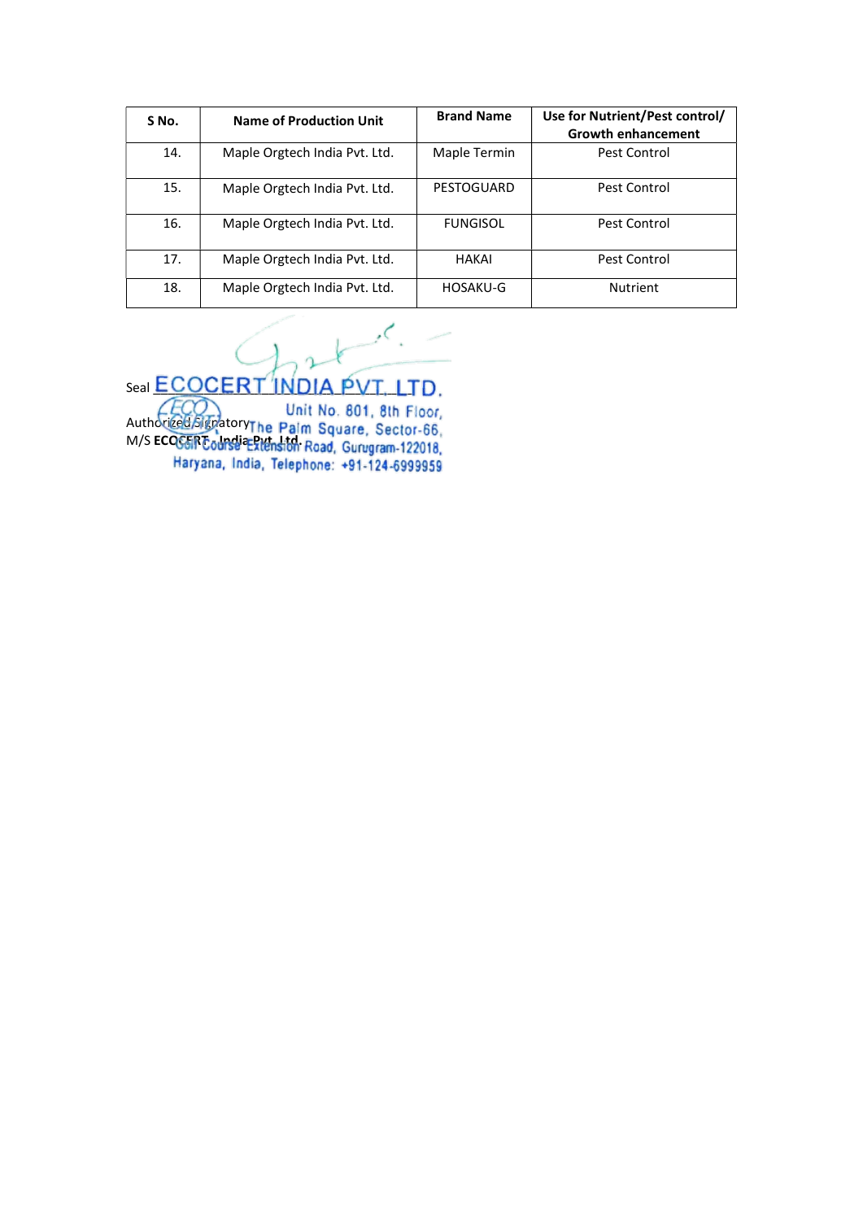| S No. | Name of Production Unit | Brand Name | Use for Nutrient/Pest control/ Growth enhancement |
|---|---|---|---|
| 14. | Maple Orgtech India Pvt. Ltd. | Maple Termin | Pest Control |
| 15. | Maple Orgtech India Pvt. Ltd. | PESTOGUARD | Pest Control |
| 16. | Maple Orgtech India Pvt. Ltd. | FUNGISOL | Pest Control |
| 17. | Maple Orgtech India Pvt. Ltd. | HAKAI | Pest Control |
| 18. | Maple Orgtech India Pvt. Ltd. | HOSAKU-G | Nutrient |

Seal ECOCERT INDIA PVT. LTD.
Unit No. 801, 8th Floor, The Palm Square, Sector-66, Golf Course Extension Road, Gurugram-122018, Haryana, India, Telephone: +91-124-6999959

Authorized Signatory
M/S **ECOCERT India Pvt. Ltd.**